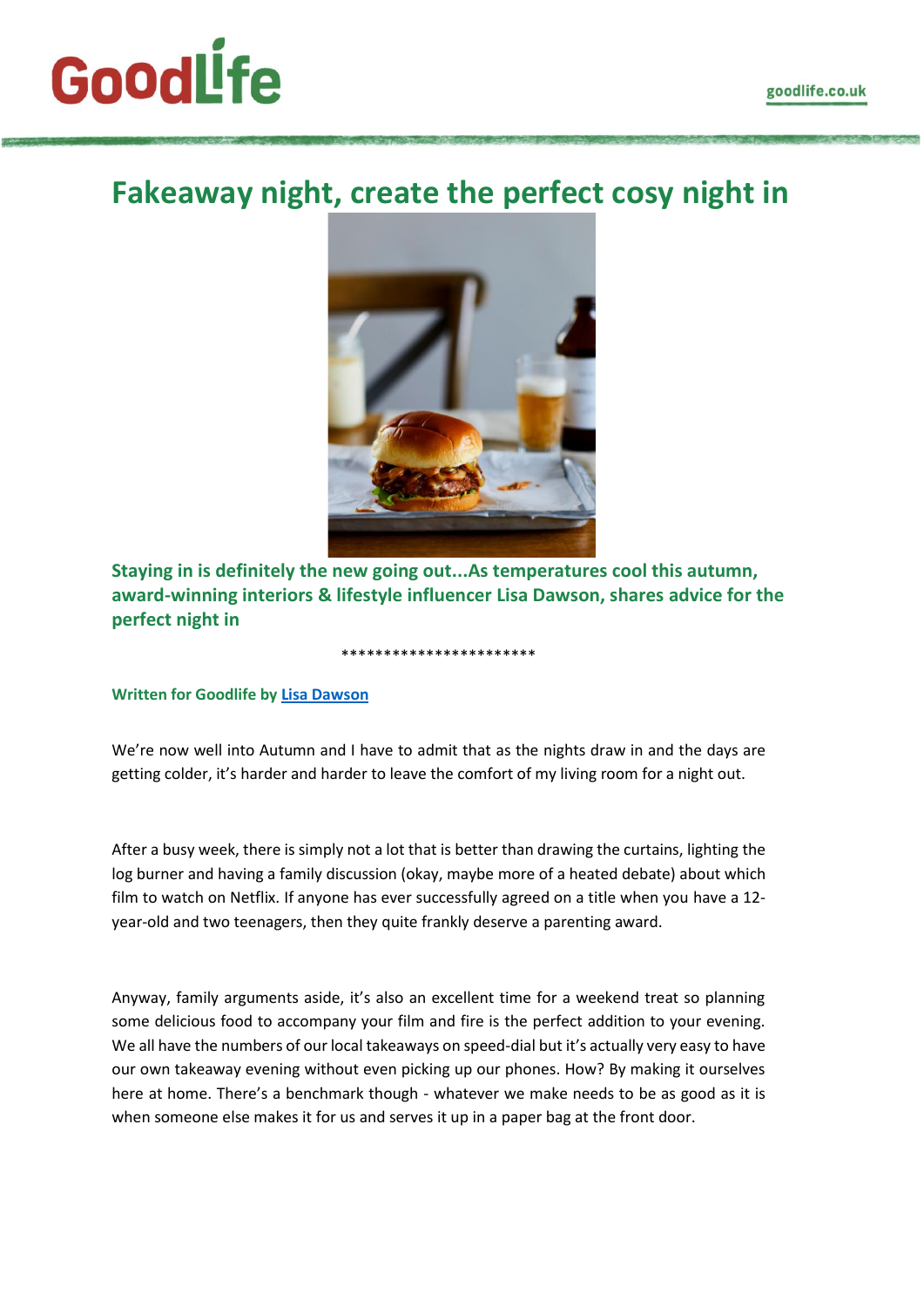# Fakeaway night, create the perfect cosy night in

**Staying in is definitely the new going out...As temperatures cool this autumn, award-winning interiors & lifestyle influencer Lisa Dawson, shares advice for the perfect night in**

***********************

**Written for Goodlife by Lisa Dawson**

We're now well into Autumn and I have to admit that as the nights draw in and the days are getting colder, it's harder and harder to leave the comfort of my living room for a night out.

After a busy week, there is simply not a lot that is better than drawing the curtains, lighting the log burner and having a family discussion (okay, maybe more of a heated debate) about which film to watch on Netflix. If anyone has ever successfully agreed on a title when you have a 12-year-old and two teenagers, then they quite frankly deserve a parenting award.

Anyway, family arguments aside, it's also an excellent time for a weekend treat so planning some delicious food to accompany your film and fire is the perfect addition to your evening. We all have the numbers of our local takeaways on speed-dial but it's actually very easy to have our own takeaway evening without even picking up our phones. How? By making it ourselves here at home. There's a benchmark though - whatever we make needs to be as good as it is when someone else makes it for us and serves it up in a paper bag at the front door.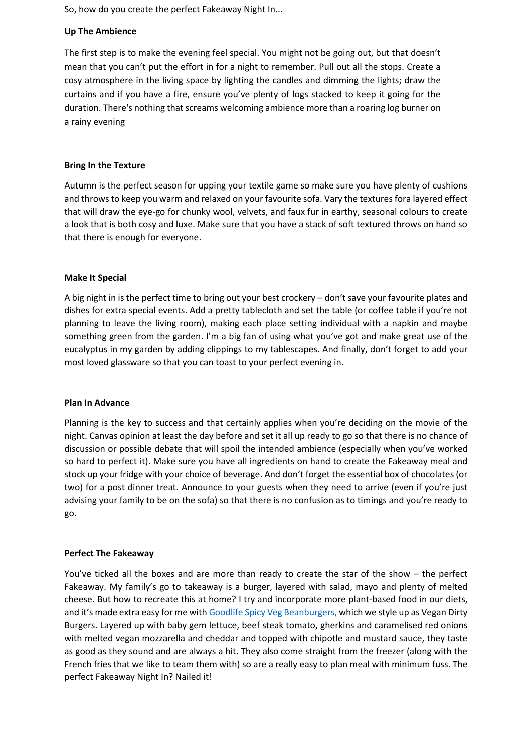So, how do you create the perfect Fakeaway Night In...

**Up The Ambience**

The first step is to make the evening feel special. You might not be going out, but that doesn't mean that you can't put the effort in for a night to remember. Pull out all the stops. Create a cosy atmosphere in the living space by lighting the candles and dimming the lights; draw the curtains and if you have a fire, ensure you've plenty of logs stacked to keep it going for the duration. There's nothing that screams welcoming ambience more than a roaring log burner on a rainy evening

**Bring In the Texture**

Autumn is the perfect season for upping your textile game so make sure you have plenty of cushions and throws to keep you warm and relaxed on your favourite sofa. Vary the textures fora layered effect that will draw the eye-go for chunky wool, velvets, and faux fur in earthy, seasonal colours to create a look that is both cosy and luxe. Make sure that you have a stack of soft textured throws on hand so that there is enough for everyone.

**Make It Special**

A big night in is the perfect time to bring out your best crockery – don't save your favourite plates and dishes for extra special events. Add a pretty tablecloth and set the table (or coffee table if you're not planning to leave the living room), making each place setting individual with a napkin and maybe something green from the garden. I'm a big fan of using what you've got and make great use of the eucalyptus in my garden by adding clippings to my tablescapes. And finally, don't forget to add your most loved glassware so that you can toast to your perfect evening in.

**Plan In Advance**

Planning is the key to success and that certainly applies when you're deciding on the movie of the night. Canvas opinion at least the day before and set it all up ready to go so that there is no chance of discussion or possible debate that will spoil the intended ambience (especially when you've worked so hard to perfect it). Make sure you have all ingredients on hand to create the Fakeaway meal and stock up your fridge with your choice of beverage. And don't forget the essential box of chocolates (or two) for a post dinner treat. Announce to your guests when they need to arrive (even if you're just advising your family to be on the sofa) so that there is no confusion as to timings and you're ready to go.

**Perfect The Fakeaway**

You've ticked all the boxes and are more than ready to create the star of the show – the perfect Fakeaway. My family's go to takeaway is a burger, layered with salad, mayo and plenty of melted cheese. But how to recreate this at home? I try and incorporate more plant-based food in our diets, and it's made extra easy for me with Goodlife Spicy Veg Beanburgers, which we style up as Vegan Dirty Burgers. Layered up with baby gem lettuce, beef steak tomato, gherkins and caramelised red onions with melted vegan mozzarella and cheddar and topped with chipotle and mustard sauce, they taste as good as they sound and are always a hit. They also come straight from the freezer (along with the French fries that we like to team them with) so are a really easy to plan meal with minimum fuss. The perfect Fakeaway Night In? Nailed it!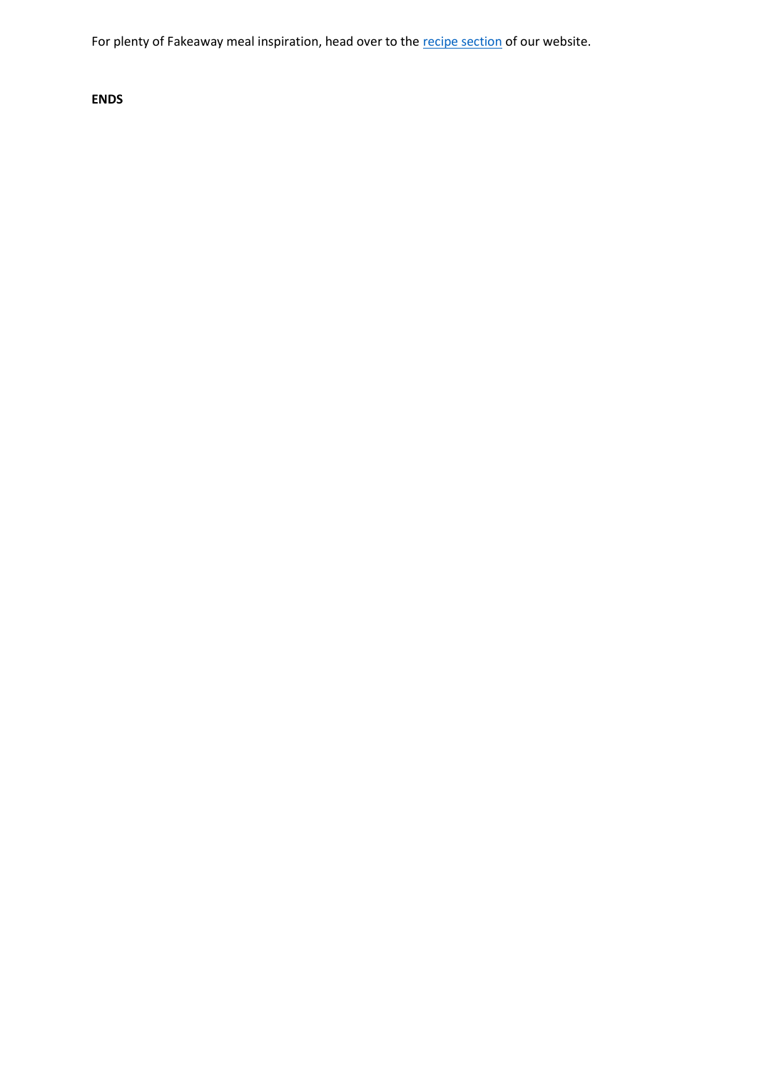For plenty of Fakeaway meal inspiration, head over to the recipe section of our website.

**ENDS**